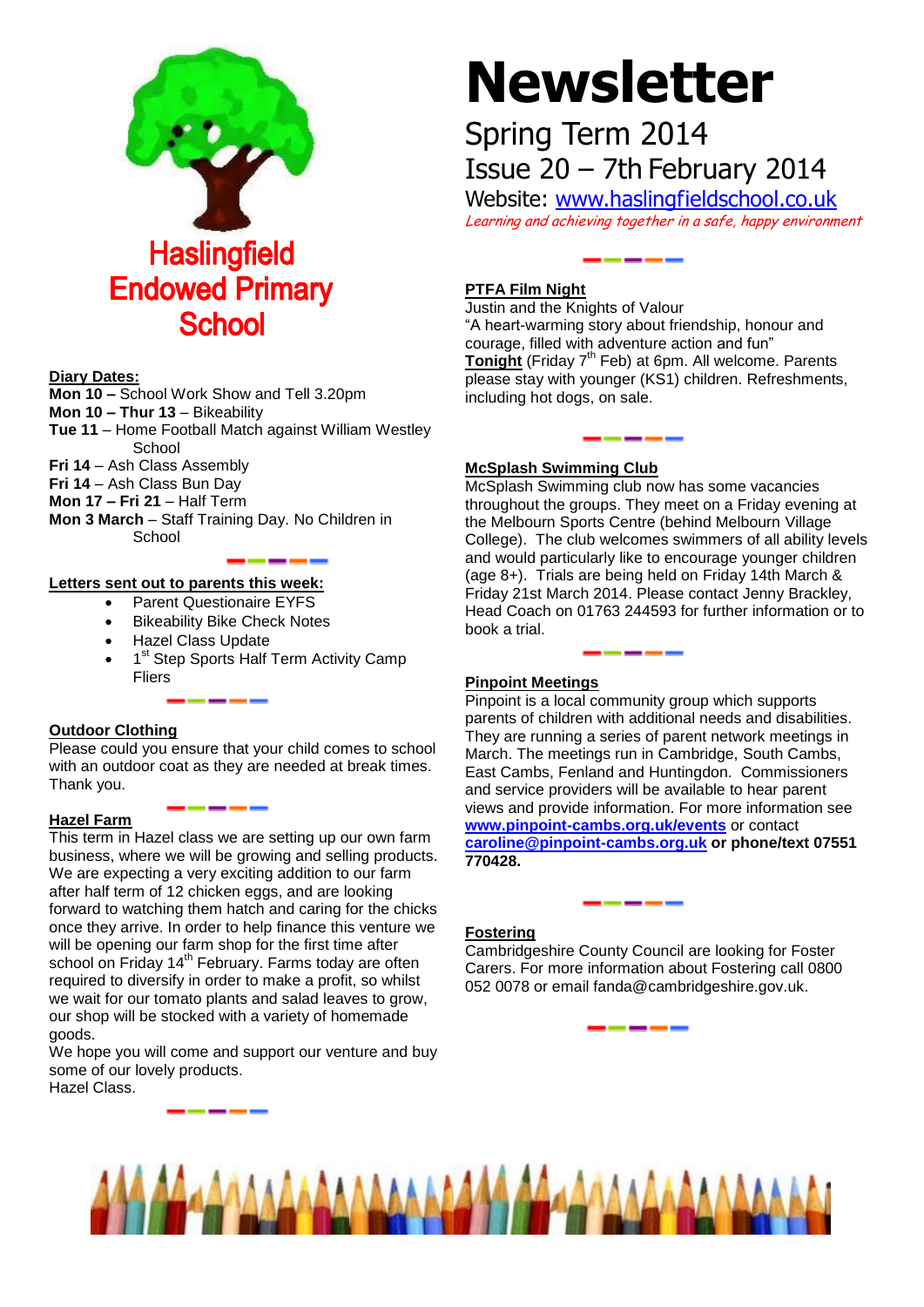# Haslingfield Endowed Primary School

# Newsletter

Spring Term 2014

Issue 20 – 7th February 2014

Website: www.haslingfieldschool.co.uk

*Learning and achieving together in a safe, happy environment*

## Diary Dates:

**Mon 10 –** School Work Show and Tell 3.20pm
**Mon 10 – Thur 13** – Bikeability
**Tue 11** – Home Football Match against William Westley School
**Fri 14** – Ash Class Assembly
**Fri 14** – Ash Class Bun Day
**Mon 17 – Fri 21** – Half Term
**Mon 3 March** – Staff Training Day. No Children in School

## Letters sent out to parents this week:

- Parent Questionaire EYFS
- Bikeability Bike Check Notes
- Hazel Class Update
- 1st Step Sports Half Term Activity Camp Fliers

## Outdoor Clothing

Please could you ensure that your child comes to school with an outdoor coat as they are needed at break times. Thank you.

## Hazel Farm

This term in Hazel class we are setting up our own farm business, where we will be growing and selling products. We are expecting a very exciting addition to our farm after half term of 12 chicken eggs, and are looking forward to watching them hatch and caring for the chicks once they arrive. In order to help finance this venture we will be opening our farm shop for the first time after school on Friday 14th February. Farms today are often required to diversify in order to make a profit, so whilst we wait for our tomato plants and salad leaves to grow, our shop will be stocked with a variety of homemade goods.

We hope you will come and support our venture and buy some of our lovely products.

Hazel Class.

## PTFA Film Night

Justin and the Knights of Valour

"A heart-warming story about friendship, honour and courage, filled with adventure action and fun"

**Tonight** (Friday 7th Feb) at 6pm. All welcome. Parents please stay with younger (KS1) children. Refreshments, including hot dogs, on sale.

## McSplash Swimming Club

McSplash Swimming club now has some vacancies throughout the groups. They meet on a Friday evening at the Melbourn Sports Centre (behind Melbourn Village College). The club welcomes swimmers of all ability levels and would particularly like to encourage younger children (age 8+). Trials are being held on Friday 14th March & Friday 21st March 2014. Please contact Jenny Brackley, Head Coach on 01763 244593 for further information or to book a trial.

## Pinpoint Meetings

Pinpoint is a local community group which supports parents of children with additional needs and disabilities. They are running a series of parent network meetings in March. The meetings run in Cambridge, South Cambs, East Cambs, Fenland and Huntingdon. Commissioners and service providers will be available to hear parent views and provide information. For more information see **www.pinpoint-cambs.org.uk/events** or contact **caroline@pinpoint-cambs.org.uk or phone/text 07551 770428.**

## Fostering

Cambridgeshire County Council are looking for Foster Carers. For more information about Fostering call 0800 052 0078 or email fanda@cambridgeshire.gov.uk.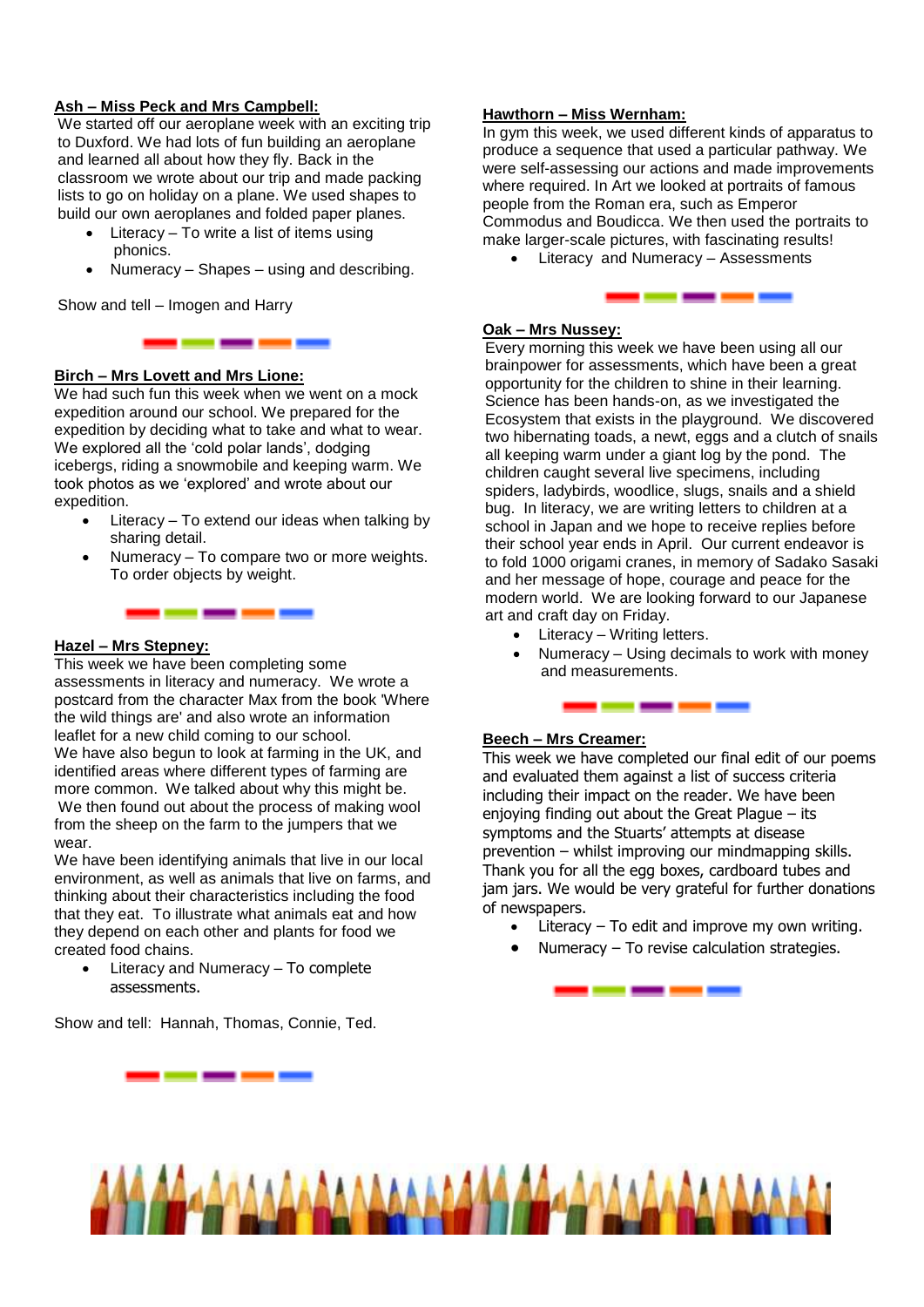**Ash – Miss Peck and Mrs Campbell:**

We started off our aeroplane week with an exciting trip to Duxford. We had lots of fun building an aeroplane and learned all about how they fly. Back in the classroom we wrote about our trip and made packing lists to go on holiday on a plane. We used shapes to build our own aeroplanes and folded paper planes.

- Literacy – To write a list of items using phonics.
- Numeracy – Shapes – using and describing.

Show and tell – Imogen and Harry

**Birch – Mrs Lovett and Mrs Lione:**

We had such fun this week when we went on a mock expedition around our school. We prepared for the expedition by deciding what to take and what to wear. We explored all the 'cold polar lands', dodging icebergs, riding a snowmobile and keeping warm. We took photos as we 'explored' and wrote about our expedition.

- Literacy – To extend our ideas when talking by sharing detail.
- Numeracy – To compare two or more weights. To order objects by weight.

**Hazel – Mrs Stepney:**

This week we have been completing some assessments in literacy and numeracy. We wrote a postcard from the character Max from the book 'Where the wild things are' and also wrote an information leaflet for a new child coming to our school.

We have also begun to look at farming in the UK, and identified areas where different types of farming are more common. We talked about why this might be. We then found out about the process of making wool from the sheep on the farm to the jumpers that we wear.

We have been identifying animals that live in our local environment, as well as animals that live on farms, and thinking about their characteristics including the food that they eat. To illustrate what animals eat and how they depend on each other and plants for food we created food chains.

- Literacy and Numeracy – To complete assessments.

Show and tell: Hannah, Thomas, Connie, Ted.

**Hawthorn – Miss Wernham:**

In gym this week, we used different kinds of apparatus to produce a sequence that used a particular pathway. We were self-assessing our actions and made improvements where required. In Art we looked at portraits of famous people from the Roman era, such as Emperor Commodus and Boudicca. We then used the portraits to make larger-scale pictures, with fascinating results!

- Literacy and Numeracy – Assessments

**Oak – Mrs Nussey:**

Every morning this week we have been using all our brainpower for assessments, which have been a great opportunity for the children to shine in their learning. Science has been hands-on, as we investigated the Ecosystem that exists in the playground. We discovered two hibernating toads, a newt, eggs and a clutch of snails all keeping warm under a giant log by the pond. The children caught several live specimens, including spiders, ladybirds, woodlice, slugs, snails and a shield bug. In literacy, we are writing letters to children at a school in Japan and we hope to receive replies before their school year ends in April. Our current endeavor is to fold 1000 origami cranes, in memory of Sadako Sasaki and her message of hope, courage and peace for the modern world. We are looking forward to our Japanese art and craft day on Friday.

- Literacy – Writing letters.
- Numeracy – Using decimals to work with money and measurements.

**Beech – Mrs Creamer:**

This week we have completed our final edit of our poems and evaluated them against a list of success criteria including their impact on the reader. We have been enjoying finding out about the Great Plague – its symptoms and the Stuarts' attempts at disease prevention – whilst improving our mindmapping skills. Thank you for all the egg boxes, cardboard tubes and jam jars. We would be very grateful for further donations of newspapers.

- Literacy – To edit and improve my own writing.
- Numeracy – To revise calculation strategies.